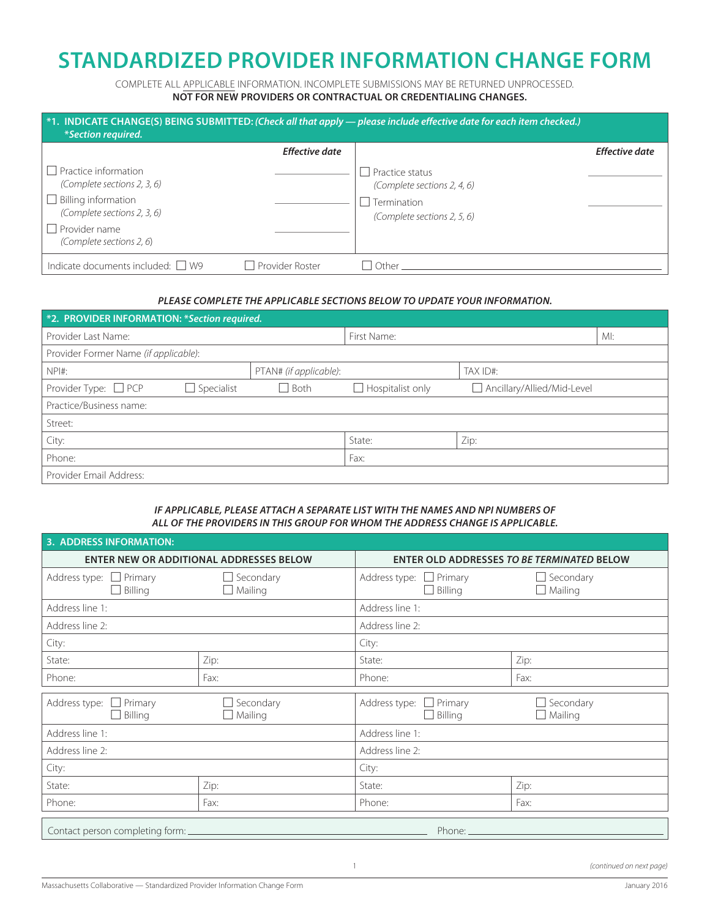# STANDARDIZED PROVIDER INFORMATION CHANGE FORM

COMPLETE ALL APPLICABLE INFORMATION. INCOMPLETE SUBMISSIONS MAY BE RETURNED UNPROCESSED.
**NOT FOR NEW PROVIDERS OR CONTRACTUAL OR CREDENTIALING CHANGES.**

| ***1. INDICATE CHANGE(S) BEING SUBMITTED:** ***(Check all that apply — please include effective date for each item checked.) \*Section required.*** | | | |
|---|---|---|---|
| | ***Effective date*** | | ***Effective date*** |
| ☐ Practice information *(Complete sections 2, 3, 6)* | ______ | ☐ Practice status *(Complete sections 2, 4, 6)* | ______ |
| ☐ Billing information *(Complete sections 2, 3, 6)* | ______ | ☐ Termination *(Complete sections 2, 5, 6)* | ______ |
| ☐ Provider name *(Complete sections 2, 6)* | ______ | | |
| Indicate documents included: ☐ W9 | ☐ Provider Roster | ☐ Other ______ | |

***PLEASE COMPLETE THE APPLICABLE SECTIONS BELOW TO UPDATE YOUR INFORMATION.***

| ***2. PROVIDER INFORMATION:** *\*Section required.** | | | | |
|---|---|---|---|---|
| Provider Last Name: | | First Name: | | MI: |
| Provider Former Name *(if applicable)*: | | | | |
| NPI#: | PTAN# *(if applicable)*: | | TAX ID#: | |
| Provider Type: ☐ PCP ☐ Specialist | ☐ Both | ☐ Hospitalist only | ☐ Ancillary/Allied/Mid-Level | |
| Practice/Business name: | | | | |
| Street: | | | | |
| City: | | State: | Zip: | |
| Phone: | | Fax: | | |
| Provider Email Address: | | | | |

***IF APPLICABLE, PLEASE ATTACH A SEPARATE LIST WITH THE NAMES AND NPI NUMBERS OF ALL OF THE PROVIDERS IN THIS GROUP FOR WHOM THE ADDRESS CHANGE IS APPLICABLE.***

| **3. ADDRESS INFORMATION:** | | | |
|---|---|---|---|
| **ENTER NEW OR ADDITIONAL ADDRESSES BELOW** | | **ENTER OLD ADDRESSES *TO BE TERMINATED* BELOW** | |
| Address type: ☐ Primary ☐ Billing | ☐ Secondary ☐ Mailing | Address type: ☐ Primary ☐ Billing | ☐ Secondary ☐ Mailing |
| Address line 1: | | Address line 1: | |
| Address line 2: | | Address line 2: | |
| City: | | City: | |
| State: | Zip: | State: | Zip: |
| Phone: | Fax: | Phone: | Fax: |
| Address type: ☐ Primary ☐ Billing | ☐ Secondary ☐ Mailing | Address type: ☐ Primary ☐ Billing | ☐ Secondary ☐ Mailing |
| Address line 1: | | Address line 1: | |
| Address line 2: | | Address line 2: | |
| City: | | City: | |
| State: | Zip: | State: | Zip: |
| Phone: | Fax: | Phone: | Fax: |

Contact person completing form: ______________________ Phone: ______________________

*(continued on next page)*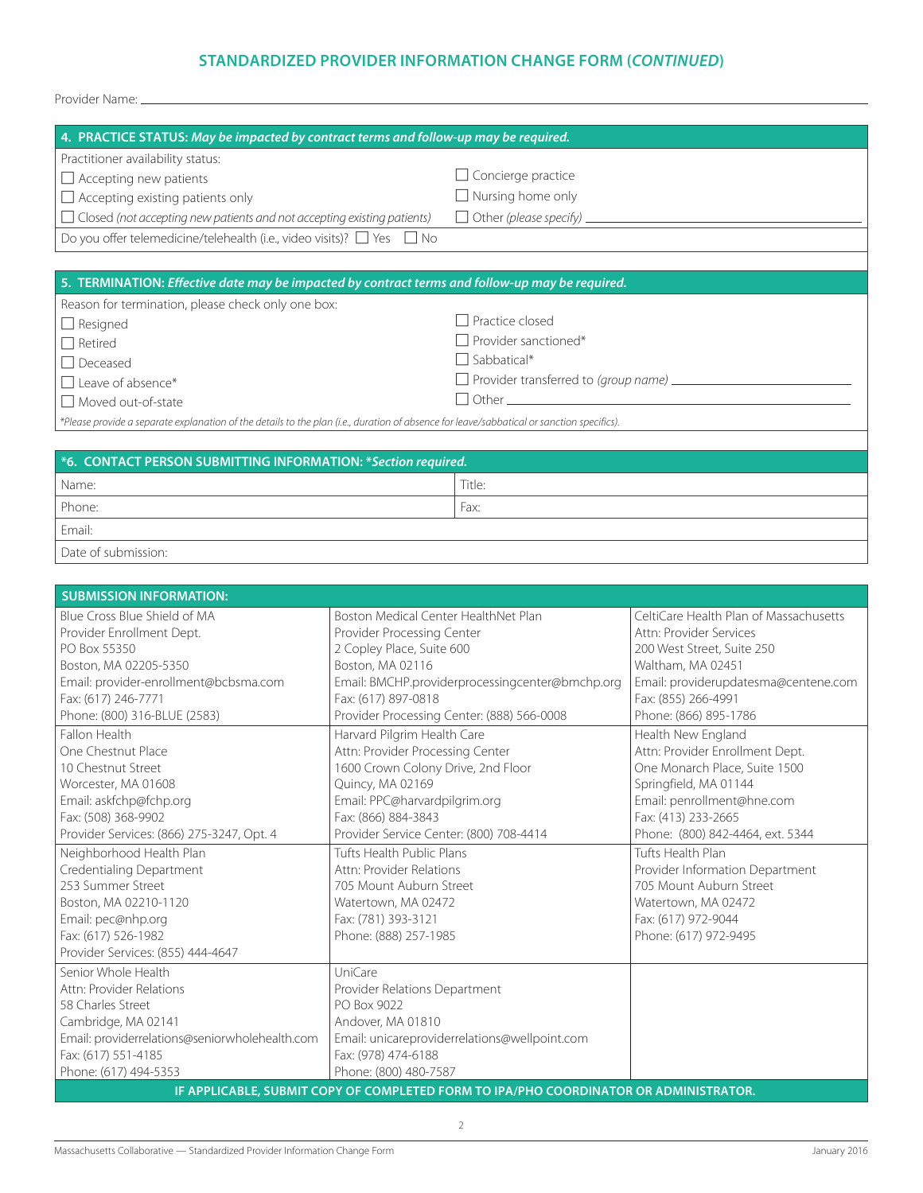## STANDARDIZED PROVIDER INFORMATION CHANGE FORM (*CONTINUED*)

Provider Name: \_\_\_\_\_\_\_\_\_\_\_\_\_\_\_\_\_\_\_\_\_\_\_\_\_\_\_\_\_\_\_\_\_\_\_\_\_\_\_\_

### 4. PRACTICE STATUS: *May be impacted by contract terms and follow-up may be required.*

Practitioner availability status:

- ☐ Accepting new patients
- ☐ Accepting existing patients only
- ☐ Closed *(not accepting new patients and not accepting existing patients)*
- ☐ Concierge practice
- ☐ Nursing home only
- ☐ Other *(please specify)* \_\_\_\_\_\_\_\_\_\_\_\_\_\_\_\_\_\_\_\_

Do you offer telemedicine/telehealth (i.e., video visits)? ☐ Yes ☐ No

### 5. TERMINATION: *Effective date may be impacted by contract terms and follow-up may be required.*

Reason for termination, please check only one box:

- ☐ Resigned
- ☐ Retired
- ☐ Deceased
- ☐ Leave of absence*
- ☐ Moved out-of-state
- ☐ Practice closed
- ☐ Provider sanctioned*
- ☐ Sabbatical*
- ☐ Provider transferred to *(group name)* \_\_\_\_\_\_\_\_\_\_\_\_\_\_\_\_\_\_\_\_
- ☐ Other \_\_\_\_\_\_\_\_\_\_\_\_\_\_\_\_\_\_\_\_

*\*Please provide a separate explanation of the details to the plan (i.e., duration of absence for leave/sabbatical or sanction specifics).*

### *6. CONTACT PERSON SUBMITTING INFORMATION: *\*Section required.*

| | |
|---|---|
| Name: | Title: |
| Phone: | Fax: |
| Email: | |
| Date of submission: | |

### SUBMISSION INFORMATION:

| | | |
|---|---|---|
| Blue Cross Blue Shield of MA<br>Provider Enrollment Dept.<br>PO Box 55350<br>Boston, MA 02205-5350<br>Email: provider-enrollment@bcbsma.com<br>Fax: (617) 246-7771<br>Phone: (800) 316-BLUE (2583) | Boston Medical Center HealthNet Plan<br>Provider Processing Center<br>2 Copley Place, Suite 600<br>Boston, MA 02116<br>Email: BMCHP.providerprocessingcenter@bmchp.org<br>Fax: (617) 897-0818<br>Provider Processing Center: (888) 566-0008 | CeltiCare Health Plan of Massachusetts<br>Attn: Provider Services<br>200 West Street, Suite 250<br>Waltham, MA 02451<br>Email: providerupdatesma@centene.com<br>Fax: (855) 266-4991<br>Phone: (866) 895-1786 |
| Fallon Health<br>One Chestnut Place<br>10 Chestnut Street<br>Worcester, MA 01608<br>Email: askfchp@fchp.org<br>Fax: (508) 368-9902<br>Provider Services: (866) 275-3247, Opt. 4 | Harvard Pilgrim Health Care<br>Attn: Provider Processing Center<br>1600 Crown Colony Drive, 2nd Floor<br>Quincy, MA 02169<br>Email: PPC@harvardpilgrim.org<br>Fax: (866) 884-3843<br>Provider Service Center: (800) 708-4414 | Health New England<br>Attn: Provider Enrollment Dept.<br>One Monarch Place, Suite 1500<br>Springfield, MA 01144<br>Email: penrollment@hne.com<br>Fax: (413) 233-2665<br>Phone: (800) 842-4464, ext. 5344 |
| Neighborhood Health Plan<br>Credentialing Department<br>253 Summer Street<br>Boston, MA 02210-1120<br>Email: pec@nhp.org<br>Fax: (617) 526-1982<br>Provider Services: (855) 444-4647 | Tufts Health Public Plans<br>Attn: Provider Relations<br>705 Mount Auburn Street<br>Watertown, MA 02472<br>Fax: (781) 393-3121<br>Phone: (888) 257-1985 | Tufts Health Plan<br>Provider Information Department<br>705 Mount Auburn Street<br>Watertown, MA 02472<br>Fax: (617) 972-9044<br>Phone: (617) 972-9495 |
| Senior Whole Health<br>Attn: Provider Relations<br>58 Charles Street<br>Cambridge, MA 02141<br>Email: providerrelations@seniorwholehealth.com<br>Fax: (617) 551-4185<br>Phone: (617) 494-5353 | UniCare<br>Provider Relations Department<br>PO Box 9022<br>Andover, MA 01810<br>Email: unicareproviderrelations@wellpoint.com<br>Fax: (978) 474-6188<br>Phone: (800) 480-7587 | |

**IF APPLICABLE, SUBMIT COPY OF COMPLETED FORM TO IPA/PHO COORDINATOR OR ADMINISTRATOR.**